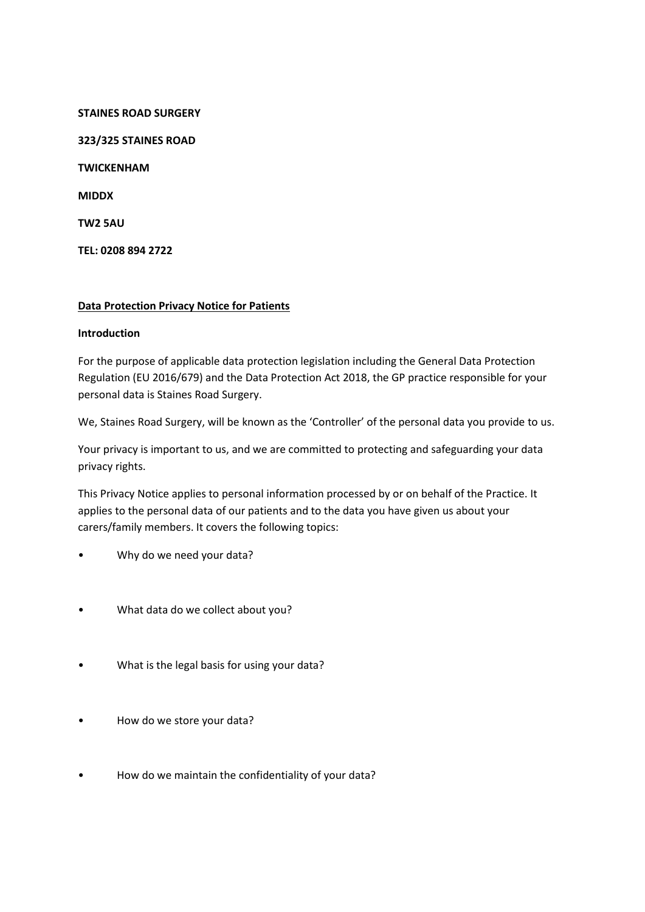**STAINES ROAD SURGERY**

**323/325 STAINES ROAD**

**TWICKENHAM**

**MIDDX**

**TW2 5AU**

**TEL: 0208 894 2722**

## Data Protection Privacy Notice for Patients

### Introduction

For the purpose of applicable data protection legislation including the General Data Protection Regulation (EU 2016/679) and the Data Protection Act 2018, the GP practice responsible for your personal data is Staines Road Surgery.

We, Staines Road Surgery, will be known as the 'Controller' of the personal data you provide to us.

Your privacy is important to us, and we are committed to protecting and safeguarding your data privacy rights.

This Privacy Notice applies to personal information processed by or on behalf of the Practice. It applies to the personal data of our patients and to the data you have given us about your carers/family members. It covers the following topics:

- Why do we need your data?
- What data do we collect about you?
- What is the legal basis for using your data?
- How do we store your data?
- How do we maintain the confidentiality of your data?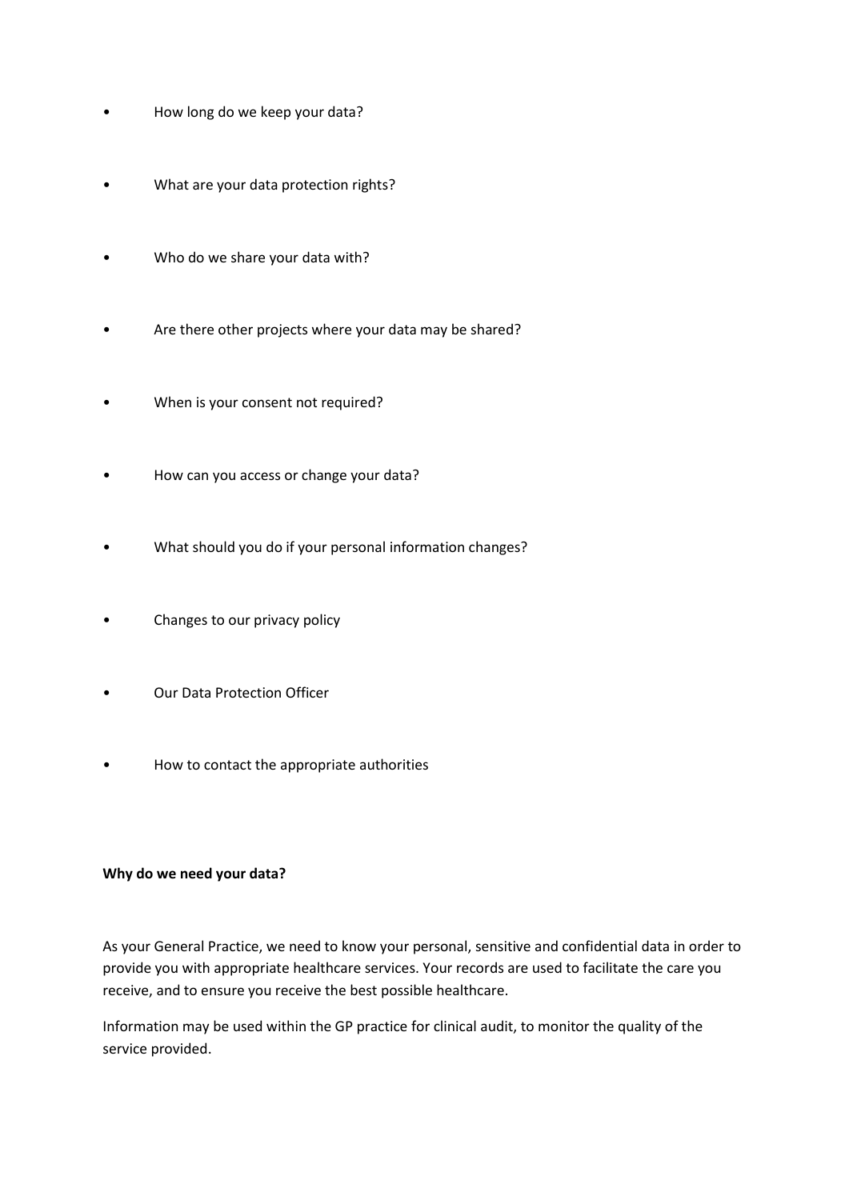- How long do we keep your data?
- What are your data protection rights?
- Who do we share your data with?
- Are there other projects where your data may be shared?
- When is your consent not required?
- How can you access or change your data?
- What should you do if your personal information changes?
- Changes to our privacy policy
- Our Data Protection Officer
- How to contact the appropriate authorities

**Why do we need your data?**

As your General Practice, we need to know your personal, sensitive and confidential data in order to provide you with appropriate healthcare services. Your records are used to facilitate the care you receive, and to ensure you receive the best possible healthcare.

Information may be used within the GP practice for clinical audit, to monitor the quality of the service provided.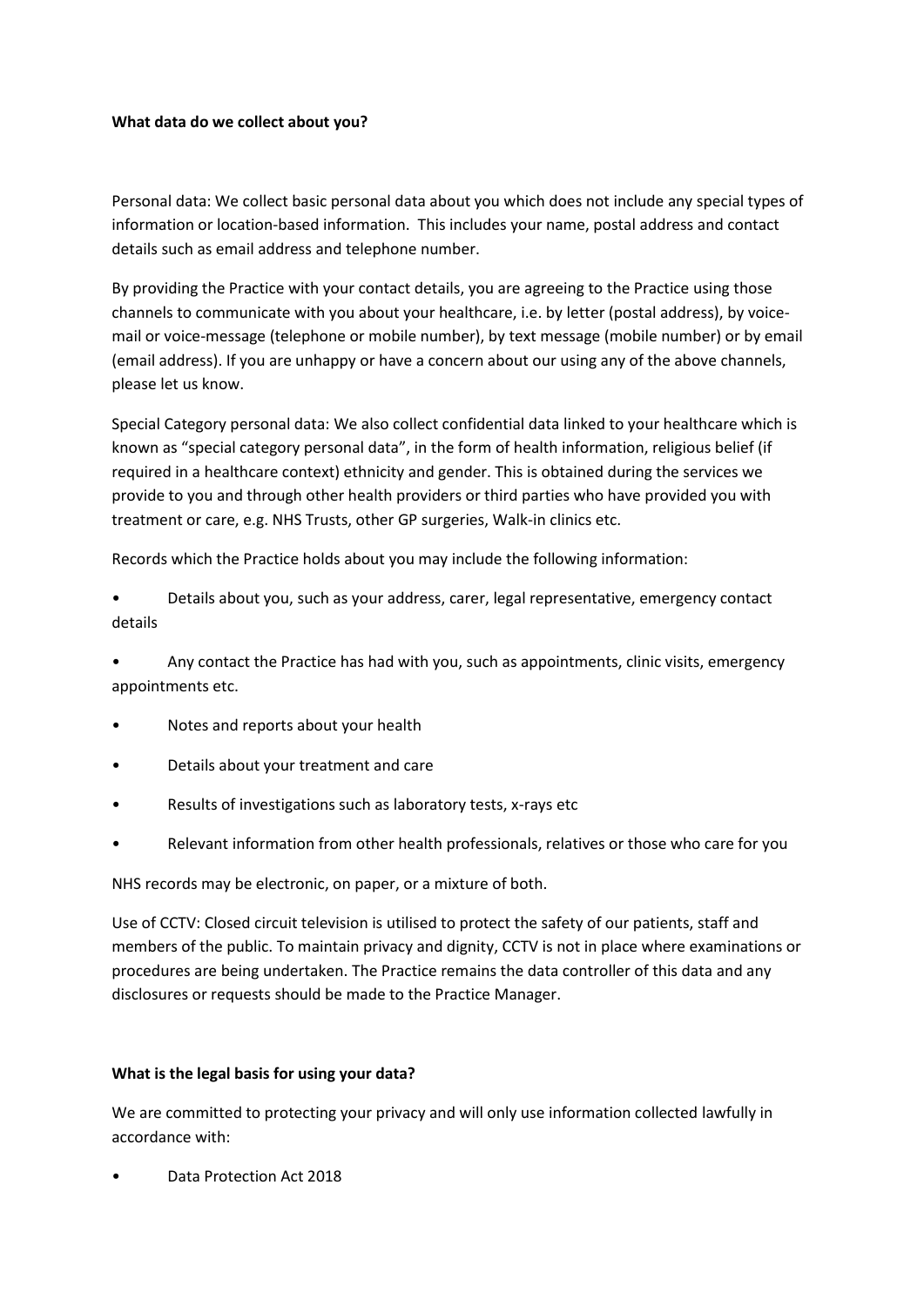**What data do we collect about you?**

Personal data: We collect basic personal data about you which does not include any special types of information or location-based information. This includes your name, postal address and contact details such as email address and telephone number.

By providing the Practice with your contact details, you are agreeing to the Practice using those channels to communicate with you about your healthcare, i.e. by letter (postal address), by voice-mail or voice-message (telephone or mobile number), by text message (mobile number) or by email (email address). If you are unhappy or have a concern about our using any of the above channels, please let us know.

Special Category personal data: We also collect confidential data linked to your healthcare which is known as "special category personal data", in the form of health information, religious belief (if required in a healthcare context) ethnicity and gender. This is obtained during the services we provide to you and through other health providers or third parties who have provided you with treatment or care, e.g. NHS Trusts, other GP surgeries, Walk-in clinics etc.

Records which the Practice holds about you may include the following information:

- Details about you, such as your address, carer, legal representative, emergency contact details
- Any contact the Practice has had with you, such as appointments, clinic visits, emergency appointments etc.
- Notes and reports about your health
- Details about your treatment and care
- Results of investigations such as laboratory tests, x-rays etc
- Relevant information from other health professionals, relatives or those who care for you

NHS records may be electronic, on paper, or a mixture of both.

Use of CCTV: Closed circuit television is utilised to protect the safety of our patients, staff and members of the public. To maintain privacy and dignity, CCTV is not in place where examinations or procedures are being undertaken. The Practice remains the data controller of this data and any disclosures or requests should be made to the Practice Manager.

**What is the legal basis for using your data?**

We are committed to protecting your privacy and will only use information collected lawfully in accordance with:

- Data Protection Act 2018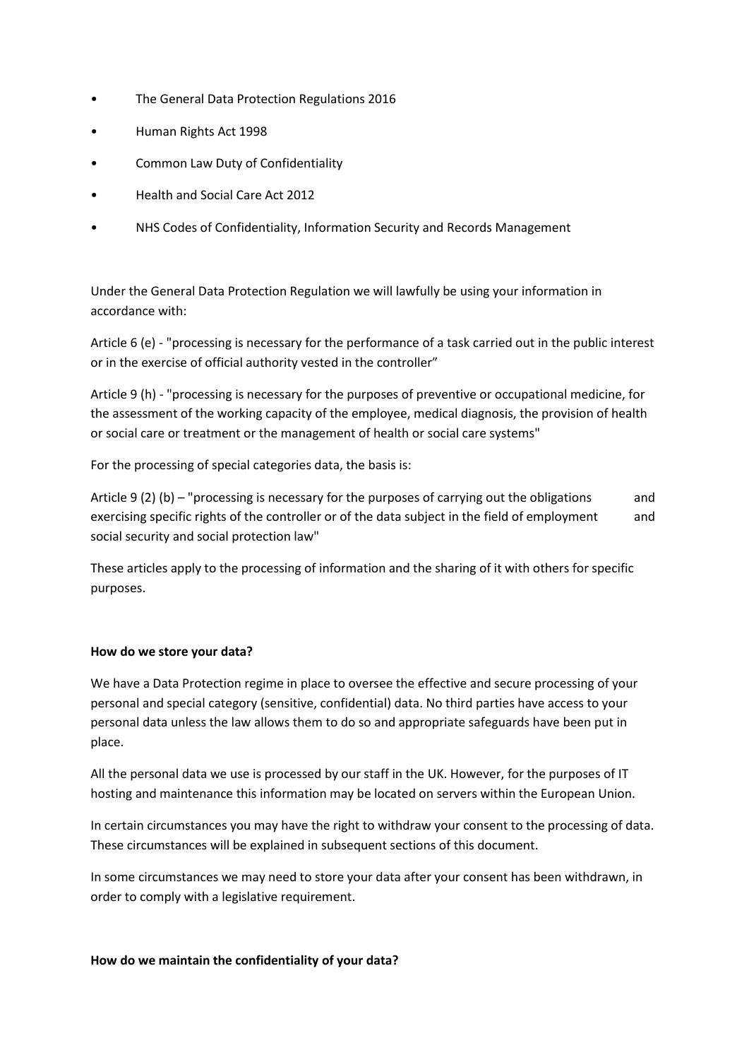- The General Data Protection Regulations 2016
- Human Rights Act 1998
- Common Law Duty of Confidentiality
- Health and Social Care Act 2012
- NHS Codes of Confidentiality, Information Security and Records Management

Under the General Data Protection Regulation we will lawfully be using your information in accordance with:

Article 6 (e) - "processing is necessary for the performance of a task carried out in the public interest or in the exercise of official authority vested in the controller"

Article 9 (h) - "processing is necessary for the purposes of preventive or occupational medicine, for the assessment of the working capacity of the employee, medical diagnosis, the provision of health or social care or treatment or the management of health or social care systems"

For the processing of special categories data, the basis is:

Article 9 (2) (b) – "processing is necessary for the purposes of carrying out the obligations and exercising specific rights of the controller or of the data subject in the field of employment and social security and social protection law"

These articles apply to the processing of information and the sharing of it with others for specific purposes.

**How do we store your data?**

We have a Data Protection regime in place to oversee the effective and secure processing of your personal and special category (sensitive, confidential) data. No third parties have access to your personal data unless the law allows them to do so and appropriate safeguards have been put in place.

All the personal data we use is processed by our staff in the UK. However, for the purposes of IT hosting and maintenance this information may be located on servers within the European Union.

In certain circumstances you may have the right to withdraw your consent to the processing of data. These circumstances will be explained in subsequent sections of this document.

In some circumstances we may need to store your data after your consent has been withdrawn, in order to comply with a legislative requirement.

**How do we maintain the confidentiality of your data?**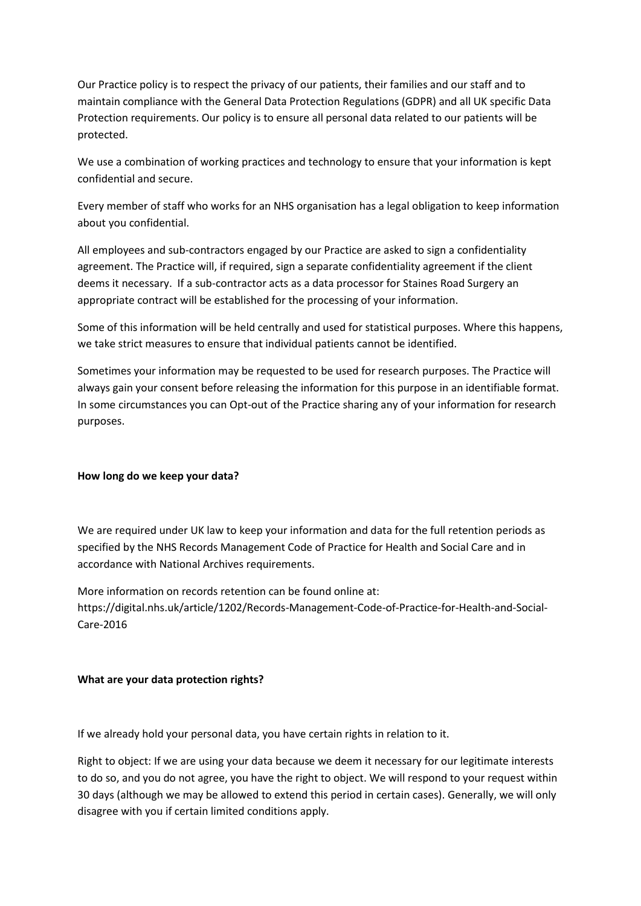Our Practice policy is to respect the privacy of our patients, their families and our staff and to maintain compliance with the General Data Protection Regulations (GDPR) and all UK specific Data Protection requirements. Our policy is to ensure all personal data related to our patients will be protected.

We use a combination of working practices and technology to ensure that your information is kept confidential and secure.

Every member of staff who works for an NHS organisation has a legal obligation to keep information about you confidential.

All employees and sub-contractors engaged by our Practice are asked to sign a confidentiality agreement. The Practice will, if required, sign a separate confidentiality agreement if the client deems it necessary. If a sub-contractor acts as a data processor for Staines Road Surgery an appropriate contract will be established for the processing of your information.

Some of this information will be held centrally and used for statistical purposes. Where this happens, we take strict measures to ensure that individual patients cannot be identified.

Sometimes your information may be requested to be used for research purposes. The Practice will always gain your consent before releasing the information for this purpose in an identifiable format. In some circumstances you can Opt-out of the Practice sharing any of your information for research purposes.

**How long do we keep your data?**

We are required under UK law to keep your information and data for the full retention periods as specified by the NHS Records Management Code of Practice for Health and Social Care and in accordance with National Archives requirements.

More information on records retention can be found online at: https://digital.nhs.uk/article/1202/Records-Management-Code-of-Practice-for-Health-and-Social-Care-2016

**What are your data protection rights?**

If we already hold your personal data, you have certain rights in relation to it.

Right to object: If we are using your data because we deem it necessary for our legitimate interests to do so, and you do not agree, you have the right to object. We will respond to your request within 30 days (although we may be allowed to extend this period in certain cases). Generally, we will only disagree with you if certain limited conditions apply.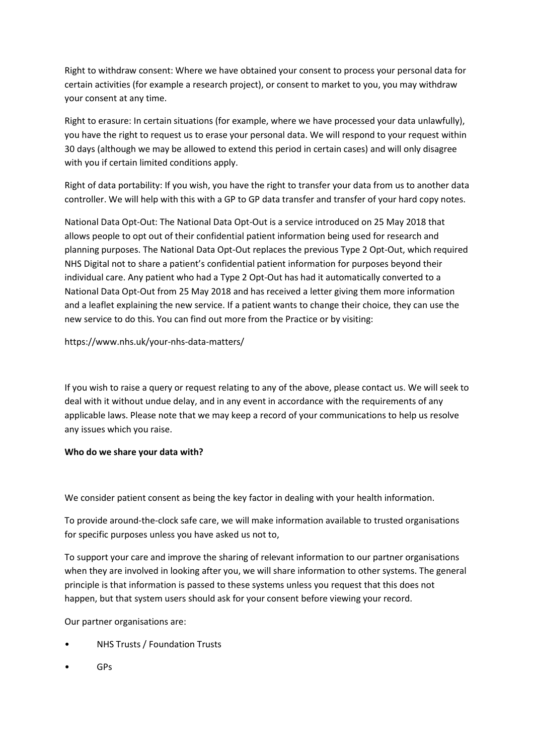Right to withdraw consent: Where we have obtained your consent to process your personal data for certain activities (for example a research project), or consent to market to you, you may withdraw your consent at any time.

Right to erasure: In certain situations (for example, where we have processed your data unlawfully), you have the right to request us to erase your personal data. We will respond to your request within 30 days (although we may be allowed to extend this period in certain cases) and will only disagree with you if certain limited conditions apply.

Right of data portability: If you wish, you have the right to transfer your data from us to another data controller. We will help with this with a GP to GP data transfer and transfer of your hard copy notes.

National Data Opt-Out: The National Data Opt-Out is a service introduced on 25 May 2018 that allows people to opt out of their confidential patient information being used for research and planning purposes. The National Data Opt-Out replaces the previous Type 2 Opt-Out, which required NHS Digital not to share a patient's confidential patient information for purposes beyond their individual care. Any patient who had a Type 2 Opt-Out has had it automatically converted to a National Data Opt-Out from 25 May 2018 and has received a letter giving them more information and a leaflet explaining the new service. If a patient wants to change their choice, they can use the new service to do this. You can find out more from the Practice or by visiting:

https://www.nhs.uk/your-nhs-data-matters/

If you wish to raise a query or request relating to any of the above, please contact us. We will seek to deal with it without undue delay, and in any event in accordance with the requirements of any applicable laws. Please note that we may keep a record of your communications to help us resolve any issues which you raise.

**Who do we share your data with?**

We consider patient consent as being the key factor in dealing with your health information.

To provide around-the-clock safe care, we will make information available to trusted organisations for specific purposes unless you have asked us not to,

To support your care and improve the sharing of relevant information to our partner organisations when they are involved in looking after you, we will share information to other systems. The general principle is that information is passed to these systems unless you request that this does not happen, but that system users should ask for your consent before viewing your record.

Our partner organisations are:

- NHS Trusts / Foundation Trusts
- GPs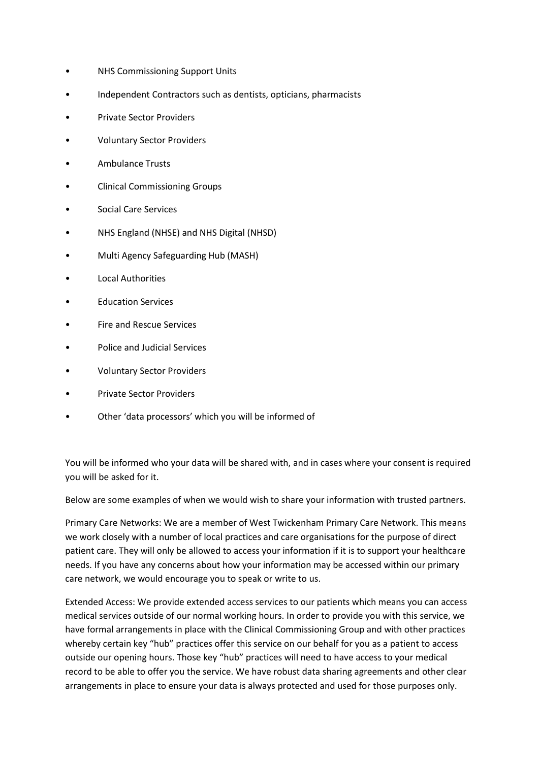- NHS Commissioning Support Units
- Independent Contractors such as dentists, opticians, pharmacists
- Private Sector Providers
- Voluntary Sector Providers
- Ambulance Trusts
- Clinical Commissioning Groups
- Social Care Services
- NHS England (NHSE) and NHS Digital (NHSD)
- Multi Agency Safeguarding Hub (MASH)
- Local Authorities
- Education Services
- Fire and Rescue Services
- Police and Judicial Services
- Voluntary Sector Providers
- Private Sector Providers
- Other 'data processors' which you will be informed of

You will be informed who your data will be shared with, and in cases where your consent is required you will be asked for it.

Below are some examples of when we would wish to share your information with trusted partners.

Primary Care Networks: We are a member of West Twickenham Primary Care Network. This means we work closely with a number of local practices and care organisations for the purpose of direct patient care. They will only be allowed to access your information if it is to support your healthcare needs. If you have any concerns about how your information may be accessed within our primary care network, we would encourage you to speak or write to us.

Extended Access: We provide extended access services to our patients which means you can access medical services outside of our normal working hours. In order to provide you with this service, we have formal arrangements in place with the Clinical Commissioning Group and with other practices whereby certain key "hub" practices offer this service on our behalf for you as a patient to access outside our opening hours. Those key "hub" practices will need to have access to your medical record to be able to offer you the service. We have robust data sharing agreements and other clear arrangements in place to ensure your data is always protected and used for those purposes only.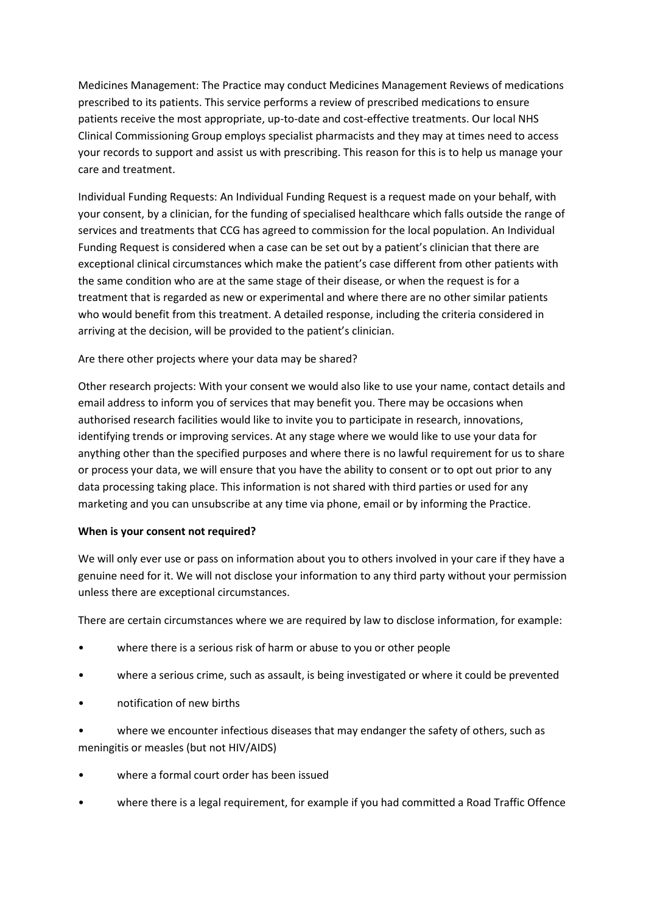Medicines Management: The Practice may conduct Medicines Management Reviews of medications prescribed to its patients. This service performs a review of prescribed medications to ensure patients receive the most appropriate, up-to-date and cost-effective treatments. Our local NHS Clinical Commissioning Group employs specialist pharmacists and they may at times need to access your records to support and assist us with prescribing. This reason for this is to help us manage your care and treatment.

Individual Funding Requests: An Individual Funding Request is a request made on your behalf, with your consent, by a clinician, for the funding of specialised healthcare which falls outside the range of services and treatments that CCG has agreed to commission for the local population. An Individual Funding Request is considered when a case can be set out by a patient's clinician that there are exceptional clinical circumstances which make the patient's case different from other patients with the same condition who are at the same stage of their disease, or when the request is for a treatment that is regarded as new or experimental and where there are no other similar patients who would benefit from this treatment. A detailed response, including the criteria considered in arriving at the decision, will be provided to the patient's clinician.

Are there other projects where your data may be shared?

Other research projects: With your consent we would also like to use your name, contact details and email address to inform you of services that may benefit you. There may be occasions when authorised research facilities would like to invite you to participate in research, innovations, identifying trends or improving services. At any stage where we would like to use your data for anything other than the specified purposes and where there is no lawful requirement for us to share or process your data, we will ensure that you have the ability to consent or to opt out prior to any data processing taking place. This information is not shared with third parties or used for any marketing and you can unsubscribe at any time via phone, email or by informing the Practice.

**When is your consent not required?**

We will only ever use or pass on information about you to others involved in your care if they have a genuine need for it. We will not disclose your information to any third party without your permission unless there are exceptional circumstances.

There are certain circumstances where we are required by law to disclose information, for example:

- where there is a serious risk of harm or abuse to you or other people
- where a serious crime, such as assault, is being investigated or where it could be prevented
- notification of new births
- where we encounter infectious diseases that may endanger the safety of others, such as meningitis or measles (but not HIV/AIDS)
- where a formal court order has been issued
- where there is a legal requirement, for example if you had committed a Road Traffic Offence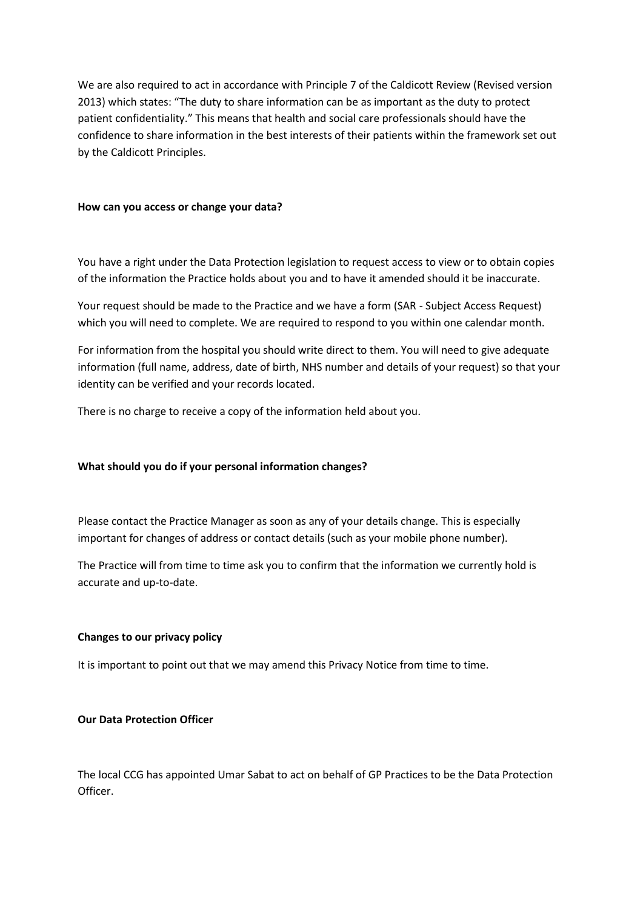We are also required to act in accordance with Principle 7 of the Caldicott Review (Revised version 2013) which states: "The duty to share information can be as important as the duty to protect patient confidentiality." This means that health and social care professionals should have the confidence to share information in the best interests of their patients within the framework set out by the Caldicott Principles.

**How can you access or change your data?**

You have a right under the Data Protection legislation to request access to view or to obtain copies of the information the Practice holds about you and to have it amended should it be inaccurate.

Your request should be made to the Practice and we have a form (SAR - Subject Access Request) which you will need to complete. We are required to respond to you within one calendar month.

For information from the hospital you should write direct to them. You will need to give adequate information (full name, address, date of birth, NHS number and details of your request) so that your identity can be verified and your records located.

There is no charge to receive a copy of the information held about you.

**What should you do if your personal information changes?**

Please contact the Practice Manager as soon as any of your details change. This is especially important for changes of address or contact details (such as your mobile phone number).

The Practice will from time to time ask you to confirm that the information we currently hold is accurate and up-to-date.

**Changes to our privacy policy**

It is important to point out that we may amend this Privacy Notice from time to time.

**Our Data Protection Officer**

The local CCG has appointed Umar Sabat to act on behalf of GP Practices to be the Data Protection Officer.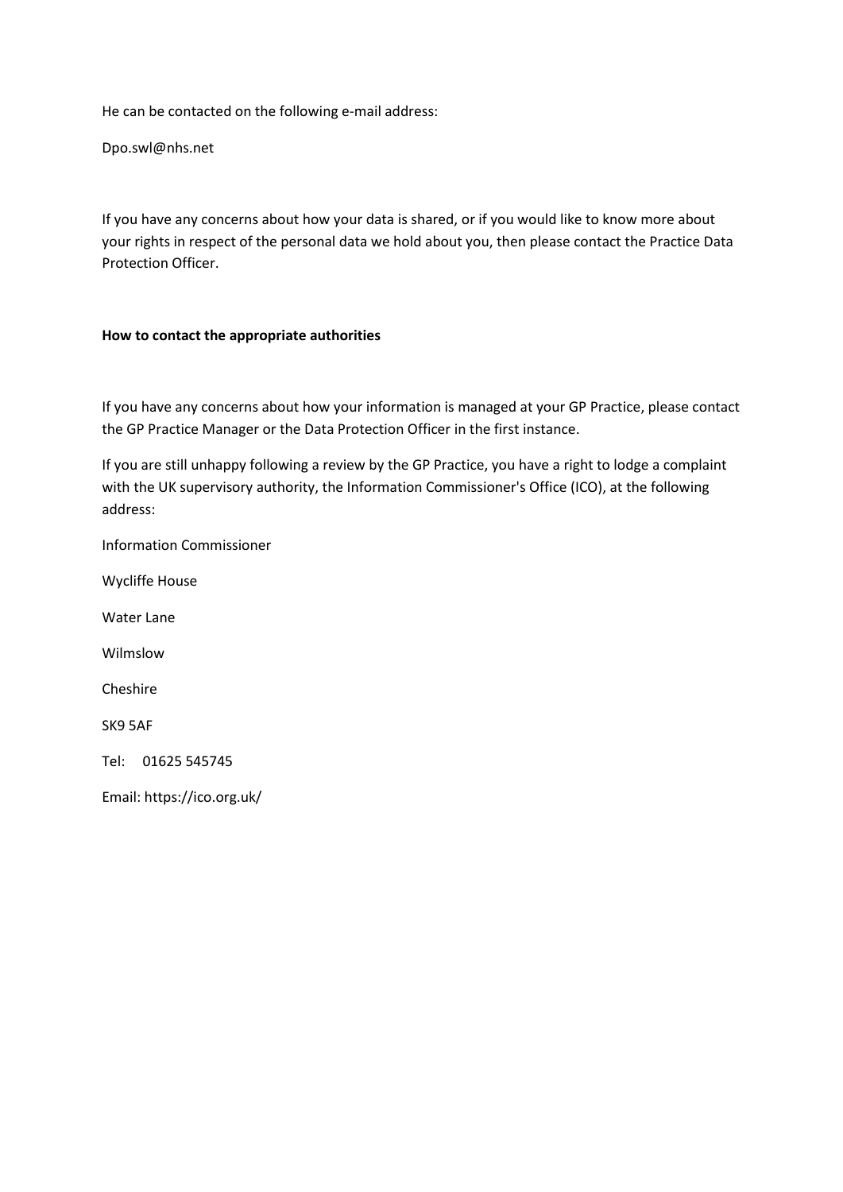He can be contacted on the following e-mail address:

Dpo.swl@nhs.net

If you have any concerns about how your data is shared, or if you would like to know more about your rights in respect of the personal data we hold about you, then please contact the Practice Data Protection Officer.

**How to contact the appropriate authorities**

If you have any concerns about how your information is managed at your GP Practice, please contact the GP Practice Manager or the Data Protection Officer in the first instance.

If you are still unhappy following a review by the GP Practice, you have a right to lodge a complaint with the UK supervisory authority, the Information Commissioner's Office (ICO), at the following address:

Information Commissioner

Wycliffe House

Water Lane

Wilmslow

Cheshire

SK9 5AF

Tel: 01625 545745

Email: https://ico.org.uk/